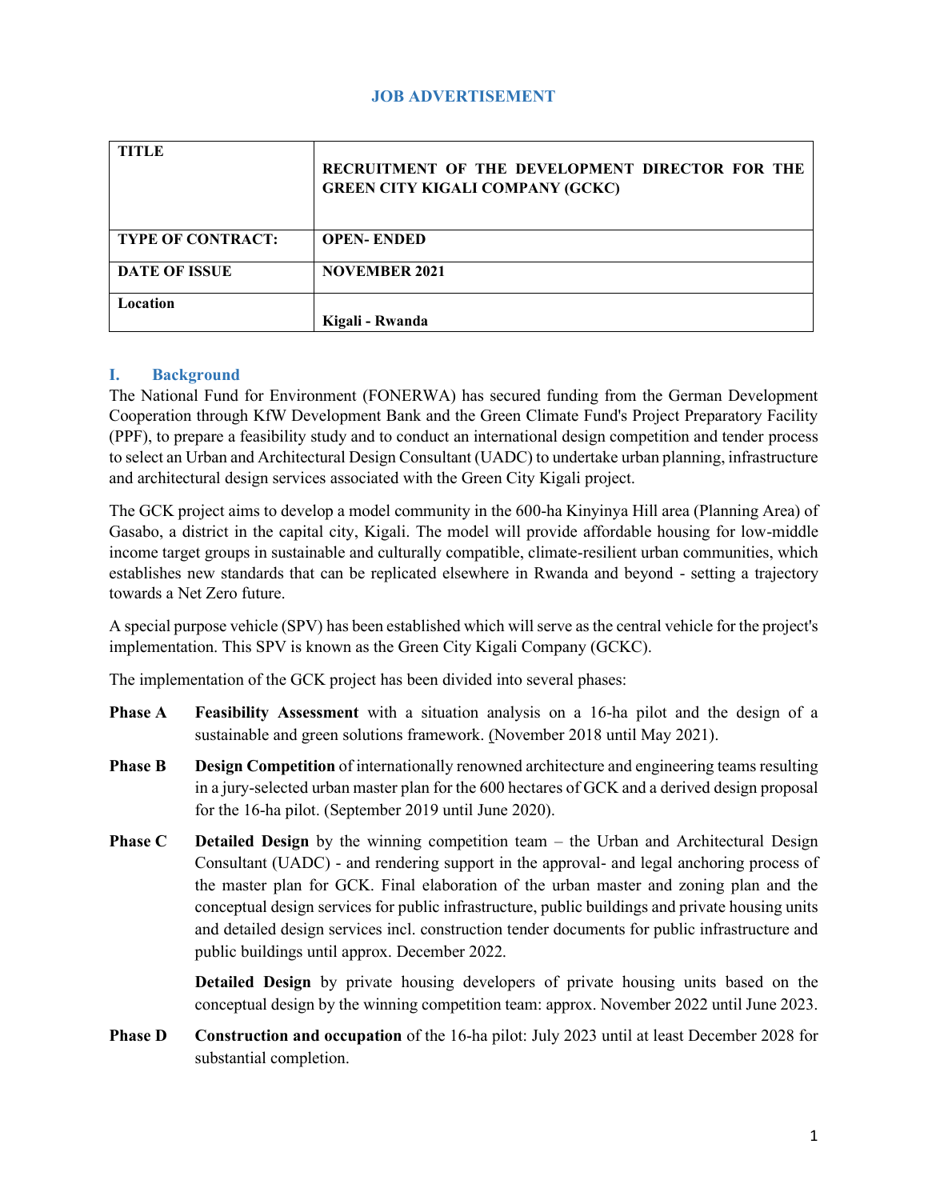# JOB ADVERTISEMENT

| TITLE | RECRUITMENT OF THE DEVELOPMENT DIRECTOR FOR THE GREEN CITY KIGALI COMPANY (GCKC) |
|---|---|
| TYPE OF CONTRACT: | OPEN- ENDED |
| DATE OF ISSUE | NOVEMBER 2021 |
| Location | Kigali - Rwanda |

## I. Background

The National Fund for Environment (FONERWA) has secured funding from the German Development Cooperation through KfW Development Bank and the Green Climate Fund's Project Preparatory Facility (PPF), to prepare a feasibility study and to conduct an international design competition and tender process to select an Urban and Architectural Design Consultant (UADC) to undertake urban planning, infrastructure and architectural design services associated with the Green City Kigali project.

The GCK project aims to develop a model community in the 600-ha Kinyinya Hill area (Planning Area) of Gasabo, a district in the capital city, Kigali. The model will provide affordable housing for low-middle income target groups in sustainable and culturally compatible, climate-resilient urban communities, which establishes new standards that can be replicated elsewhere in Rwanda and beyond - setting a trajectory towards a Net Zero future.

A special purpose vehicle (SPV) has been established which will serve as the central vehicle for the project's implementation. This SPV is known as the Green City Kigali Company (GCKC).

The implementation of the GCK project has been divided into several phases:

**Phase A** **Feasibility Assessment** with a situation analysis on a 16-ha pilot and the design of a sustainable and green solutions framework. (November 2018 until May 2021).

**Phase B** **Design Competition** of internationally renowned architecture and engineering teams resulting in a jury-selected urban master plan for the 600 hectares of GCK and a derived design proposal for the 16-ha pilot. (September 2019 until June 2020).

**Phase C** **Detailed Design** by the winning competition team – the Urban and Architectural Design Consultant (UADC) - and rendering support in the approval- and legal anchoring process of the master plan for GCK. Final elaboration of the urban master and zoning plan and the conceptual design services for public infrastructure, public buildings and private housing units and detailed design services incl. construction tender documents for public infrastructure and public buildings until approx. December 2022.

**Detailed Design** by private housing developers of private housing units based on the conceptual design by the winning competition team: approx. November 2022 until June 2023.

**Phase D** **Construction and occupation** of the 16-ha pilot: July 2023 until at least December 2028 for substantial completion.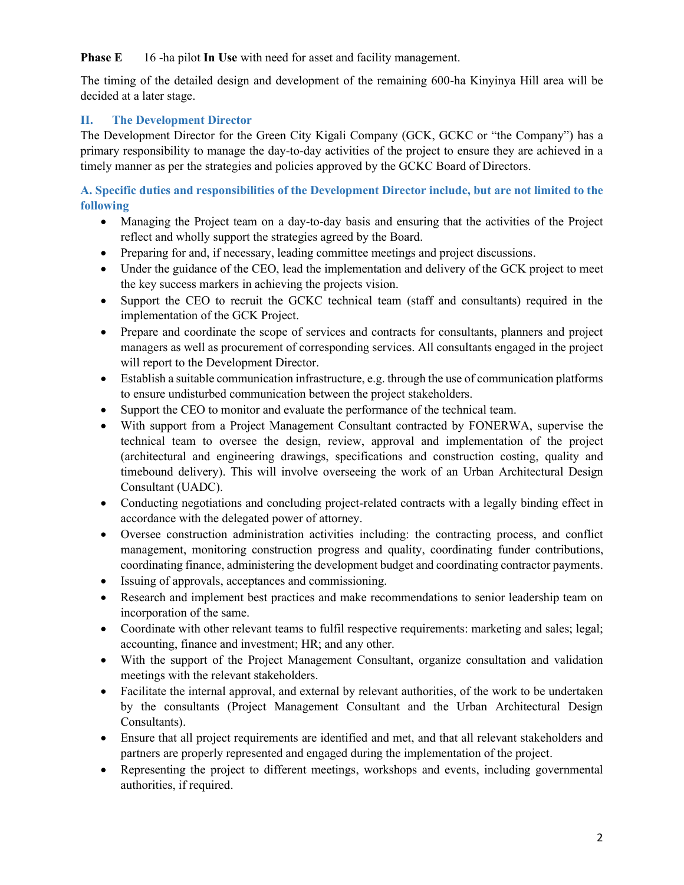**Phase E** 16 -ha pilot **In Use** with need for asset and facility management.

The timing of the detailed design and development of the remaining 600-ha Kinyinya Hill area will be decided at a later stage.

## II. The Development Director

The Development Director for the Green City Kigali Company (GCK, GCKC or "the Company") has a primary responsibility to manage the day-to-day activities of the project to ensure they are achieved in a timely manner as per the strategies and policies approved by the GCKC Board of Directors.

### A. Specific duties and responsibilities of the Development Director include, but are not limited to the following

- Managing the Project team on a day-to-day basis and ensuring that the activities of the Project reflect and wholly support the strategies agreed by the Board.
- Preparing for and, if necessary, leading committee meetings and project discussions.
- Under the guidance of the CEO, lead the implementation and delivery of the GCK project to meet the key success markers in achieving the projects vision.
- Support the CEO to recruit the GCKC technical team (staff and consultants) required in the implementation of the GCK Project.
- Prepare and coordinate the scope of services and contracts for consultants, planners and project managers as well as procurement of corresponding services. All consultants engaged in the project will report to the Development Director.
- Establish a suitable communication infrastructure, e.g. through the use of communication platforms to ensure undisturbed communication between the project stakeholders.
- Support the CEO to monitor and evaluate the performance of the technical team.
- With support from a Project Management Consultant contracted by FONERWA, supervise the technical team to oversee the design, review, approval and implementation of the project (architectural and engineering drawings, specifications and construction costing, quality and timebound delivery). This will involve overseeing the work of an Urban Architectural Design Consultant (UADC).
- Conducting negotiations and concluding project-related contracts with a legally binding effect in accordance with the delegated power of attorney.
- Oversee construction administration activities including: the contracting process, and conflict management, monitoring construction progress and quality, coordinating funder contributions, coordinating finance, administering the development budget and coordinating contractor payments.
- Issuing of approvals, acceptances and commissioning.
- Research and implement best practices and make recommendations to senior leadership team on incorporation of the same.
- Coordinate with other relevant teams to fulfil respective requirements: marketing and sales; legal; accounting, finance and investment; HR; and any other.
- With the support of the Project Management Consultant, organize consultation and validation meetings with the relevant stakeholders.
- Facilitate the internal approval, and external by relevant authorities, of the work to be undertaken by the consultants (Project Management Consultant and the Urban Architectural Design Consultants).
- Ensure that all project requirements are identified and met, and that all relevant stakeholders and partners are properly represented and engaged during the implementation of the project.
- Representing the project to different meetings, workshops and events, including governmental authorities, if required.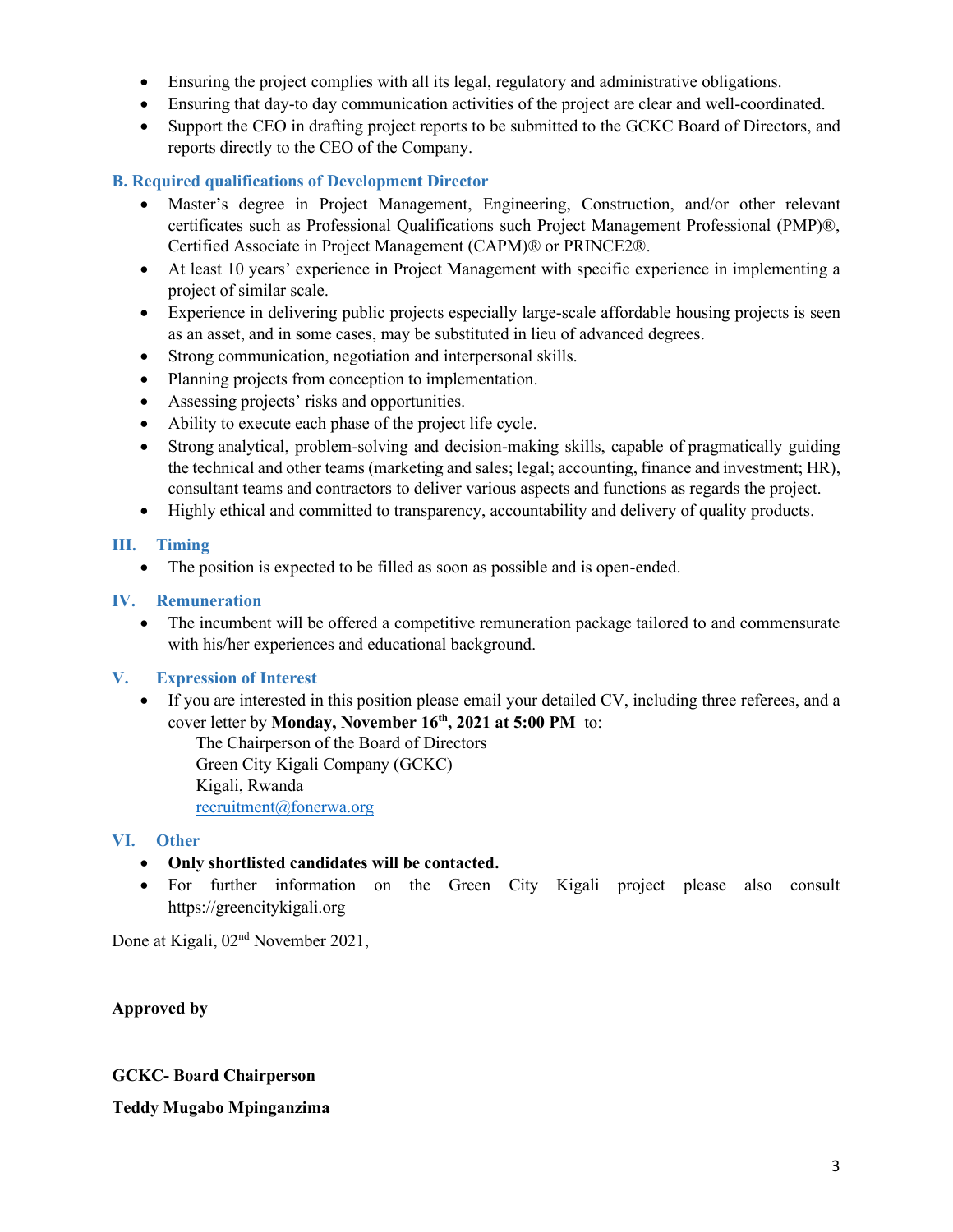- Ensuring the project complies with all its legal, regulatory and administrative obligations.
- Ensuring that day-to day communication activities of the project are clear and well-coordinated.
- Support the CEO in drafting project reports to be submitted to the GCKC Board of Directors, and reports directly to the CEO of the Company.

### B. Required qualifications of Development Director

- Master's degree in Project Management, Engineering, Construction, and/or other relevant certificates such as Professional Qualifications such Project Management Professional (PMP)®, Certified Associate in Project Management (CAPM)® or PRINCE2®.
- At least 10 years' experience in Project Management with specific experience in implementing a project of similar scale.
- Experience in delivering public projects especially large-scale affordable housing projects is seen as an asset, and in some cases, may be substituted in lieu of advanced degrees.
- Strong communication, negotiation and interpersonal skills.
- Planning projects from conception to implementation.
- Assessing projects' risks and opportunities.
- Ability to execute each phase of the project life cycle.
- Strong analytical, problem-solving and decision-making skills, capable of pragmatically guiding the technical and other teams (marketing and sales; legal; accounting, finance and investment; HR), consultant teams and contractors to deliver various aspects and functions as regards the project.
- Highly ethical and committed to transparency, accountability and delivery of quality products.

## III. Timing

- The position is expected to be filled as soon as possible and is open-ended.

## IV. Remuneration

- The incumbent will be offered a competitive remuneration package tailored to and commensurate with his/her experiences and educational background.

## V. Expression of Interest

- If you are interested in this position please email your detailed CV, including three referees, and a cover letter by **Monday, November 16th, 2021 at 5:00 PM** to:

  The Chairperson of the Board of Directors  
  Green City Kigali Company (GCKC)  
  Kigali, Rwanda  
  recruitment@fonerwa.org

## VI. Other

- **Only shortlisted candidates will be contacted.**
- For further information on the Green City Kigali project please also consult https://greencitykigali.org

Done at Kigali, 02nd November 2021,

**Approved by**

**GCKC- Board Chairperson**

**Teddy Mugabo Mpinganzima**